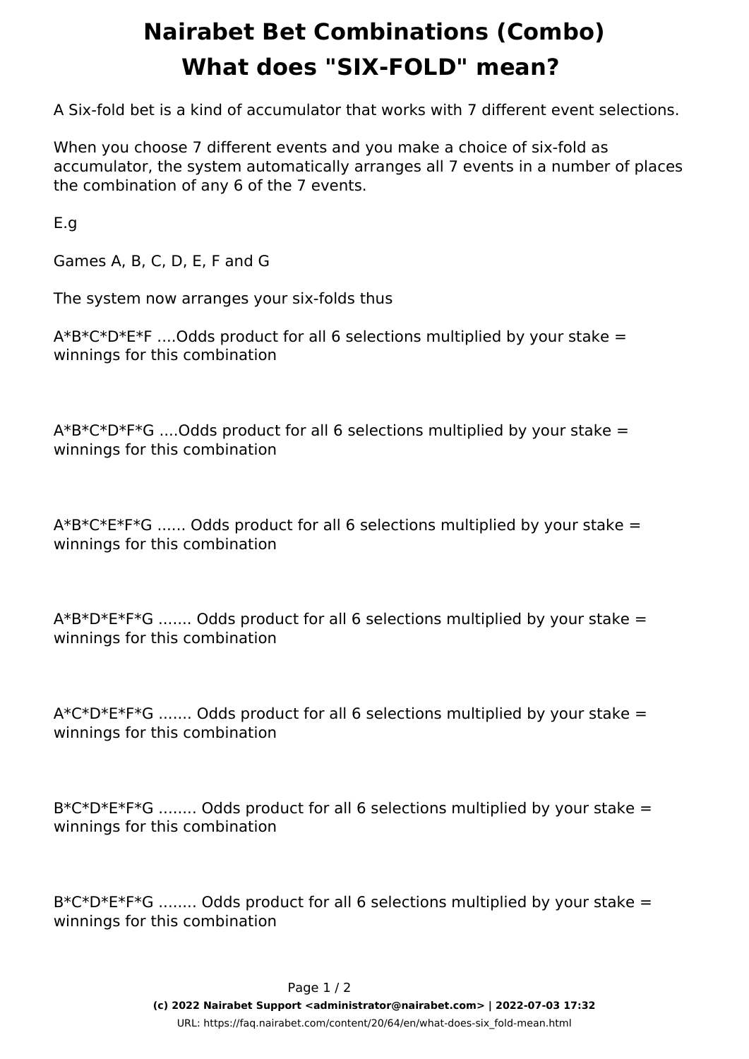# Nairabet Bet Combinations (Combo)

## What does "SIX-FOLD" mean?

A Six-fold bet is a kind of accumulator that works with 7 different event selections.

When you choose 7 different events and you make a choice of six-fold as accumulator, the system automatically arranges all 7 events in a number of places the combination of any 6 of the 7 events.

E.g

Games A, B, C, D, E, F and G

The system now arranges your six-folds thus

A*B*C*D*E*F ....Odds product for all 6 selections multiplied by your stake = winnings for this combination

A*B*C*D*F*G ....Odds product for all 6 selections multiplied by your stake = winnings for this combination

A*B*C*E*F*G ...... Odds product for all 6 selections multiplied by your stake = winnings for this combination

A*B*D*E*F*G ....... Odds product for all 6 selections multiplied by your stake = winnings for this combination

A*C*D*E*F*G ....... Odds product for all 6 selections multiplied by your stake = winnings for this combination

B*C*D*E*F*G ........ Odds product for all 6 selections multiplied by your stake = winnings for this combination

B*C*D*E*F*G ........ Odds product for all 6 selections multiplied by your stake = winnings for this combination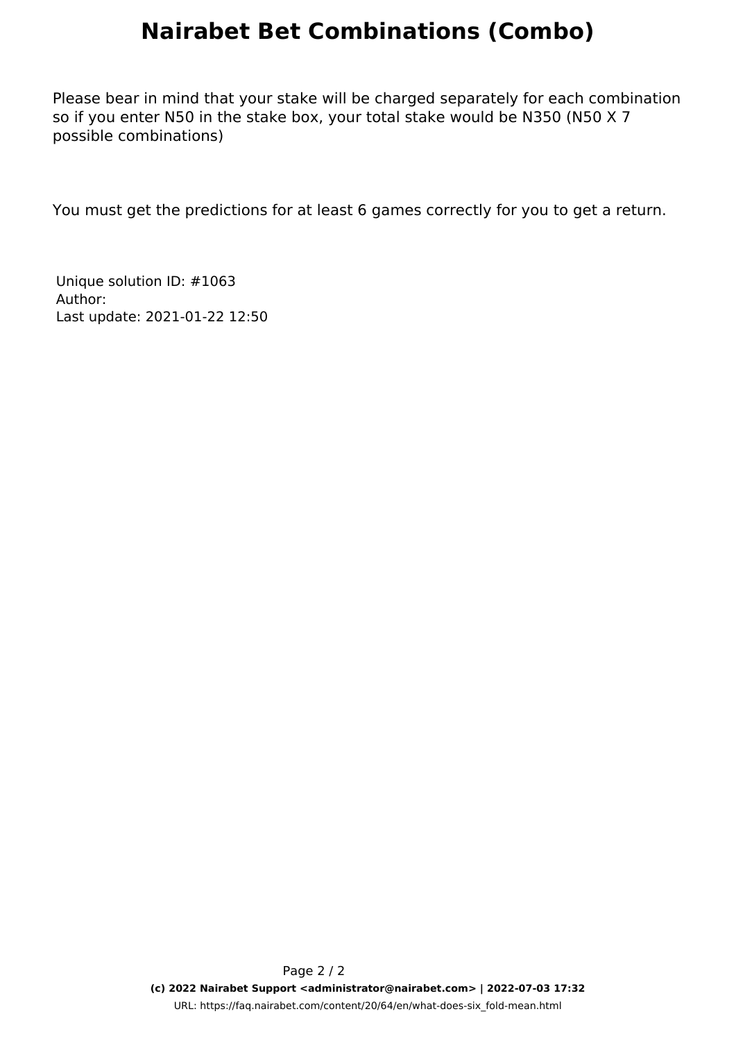# Nairabet Bet Combinations (Combo)

Please bear in mind that your stake will be charged separately for each combination so if you enter N50 in the stake box, your total stake would be N350 (N50 X 7 possible combinations)

You must get the predictions for at least 6 games correctly for you to get a return.

Unique solution ID: #1063
Author:
Last update: 2021-01-22 12:50